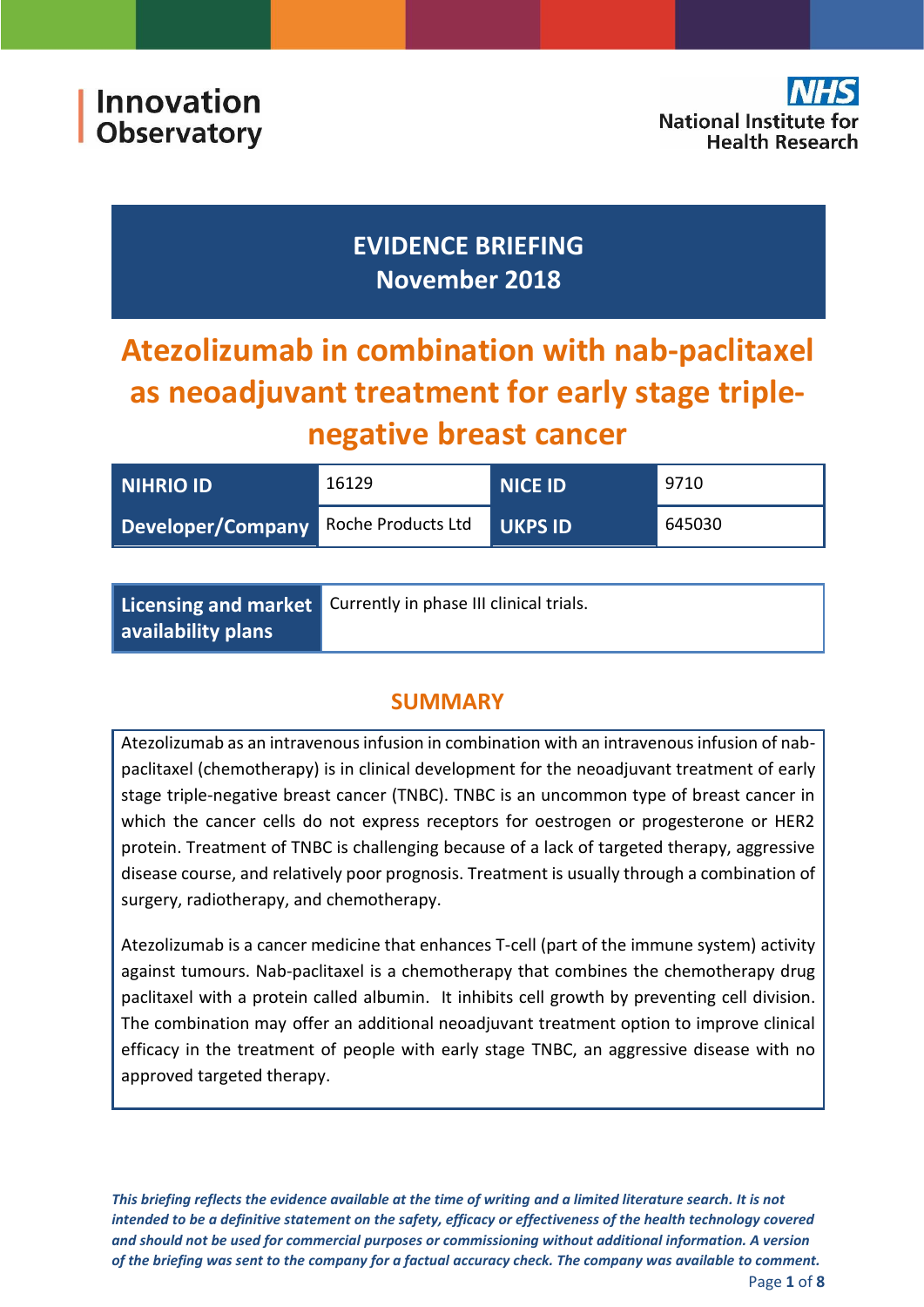Innovation Observatory

National Institute for Health Research

# EVIDENCE BRIEFING
## November 2018

# Atezolizumab in combination with nab-paclitaxel as neoadjuvant treatment for early stage triple-negative breast cancer

| NIHRIO ID | 16129 | NICE ID | 9710 |
|---|---|---|---|
| Developer/Company | Roche Products Ltd | UKPS ID | 645030 |

| Licensing and market availability plans | Currently in phase III clinical trials. |
|---|---|

## SUMMARY

Atezolizumab as an intravenous infusion in combination with an intravenous infusion of nab-paclitaxel (chemotherapy) is in clinical development for the neoadjuvant treatment of early stage triple-negative breast cancer (TNBC). TNBC is an uncommon type of breast cancer in which the cancer cells do not express receptors for oestrogen or progesterone or HER2 protein. Treatment of TNBC is challenging because of a lack of targeted therapy, aggressive disease course, and relatively poor prognosis. Treatment is usually through a combination of surgery, radiotherapy, and chemotherapy.

Atezolizumab is a cancer medicine that enhances T-cell (part of the immune system) activity against tumours. Nab-paclitaxel is a chemotherapy that combines the chemotherapy drug paclitaxel with a protein called albumin. It inhibits cell growth by preventing cell division. The combination may offer an additional neoadjuvant treatment option to improve clinical efficacy in the treatment of people with early stage TNBC, an aggressive disease with no approved targeted therapy.

***This briefing reflects the evidence available at the time of writing and a limited literature search. It is not intended to be a definitive statement on the safety, efficacy or effectiveness of the health technology covered and should not be used for commercial purposes or commissioning without additional information. A version of the briefing was sent to the company for a factual accuracy check. The company was available to comment.***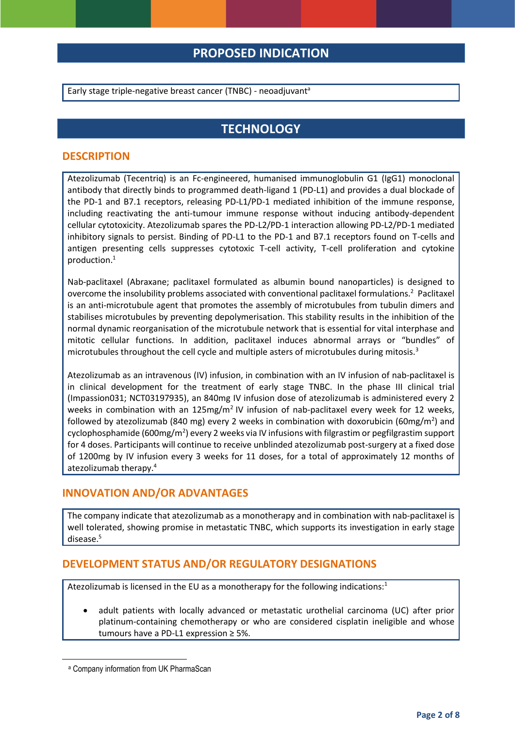## PROPOSED INDICATION

Early stage triple-negative breast cancer (TNBC) - neoadjuvant[a]

## TECHNOLOGY

### DESCRIPTION

Atezolizumab (Tecentriq) is an Fc-engineered, humanised immunoglobulin G1 (IgG1) monoclonal antibody that directly binds to programmed death-ligand 1 (PD-L1) and provides a dual blockade of the PD-1 and B7.1 receptors, releasing PD-L1/PD-1 mediated inhibition of the immune response, including reactivating the anti-tumour immune response without inducing antibody-dependent cellular cytotoxicity. Atezolizumab spares the PD-L2/PD-1 interaction allowing PD-L2/PD-1 mediated inhibitory signals to persist. Binding of PD-L1 to the PD-1 and B7.1 receptors found on T-cells and antigen presenting cells suppresses cytotoxic T-cell activity, T-cell proliferation and cytokine production.[1]

Nab-paclitaxel (Abraxane; paclitaxel formulated as albumin bound nanoparticles) is designed to overcome the insolubility problems associated with conventional paclitaxel formulations.[2] Paclitaxel is an anti-microtubule agent that promotes the assembly of microtubules from tubulin dimers and stabilises microtubules by preventing depolymerisation. This stability results in the inhibition of the normal dynamic reorganisation of the microtubule network that is essential for vital interphase and mitotic cellular functions. In addition, paclitaxel induces abnormal arrays or "bundles" of microtubules throughout the cell cycle and multiple asters of microtubules during mitosis.[3]

Atezolizumab as an intravenous (IV) infusion, in combination with an IV infusion of nab-paclitaxel is in clinical development for the treatment of early stage TNBC. In the phase III clinical trial (Impassion031; NCT03197935), an 840mg IV infusion dose of atezolizumab is administered every 2 weeks in combination with an 125mg/m$^2$ IV infusion of nab-paclitaxel every week for 12 weeks, followed by atezolizumab (840 mg) every 2 weeks in combination with doxorubicin (60mg/m$^2$) and cyclophosphamide (600mg/m$^2$) every 2 weeks via IV infusions with filgrastim or pegfilgrastim support for 4 doses. Participants will continue to receive unblinded atezolizumab post-surgery at a fixed dose of 1200mg by IV infusion every 3 weeks for 11 doses, for a total of approximately 12 months of atezolizumab therapy.[4]

### INNOVATION AND/OR ADVANTAGES

The company indicate that atezolizumab as a monotherapy and in combination with nab-paclitaxel is well tolerated, showing promise in metastatic TNBC, which supports its investigation in early stage disease.[5]

### DEVELOPMENT STATUS AND/OR REGULATORY DESIGNATIONS

Atezolizumab is licensed in the EU as a monotherapy for the following indications:[1]

- adult patients with locally advanced or metastatic urothelial carcinoma (UC) after prior platinum-containing chemotherapy or who are considered cisplatin ineligible and whose tumours have a PD-L1 expression ≥ 5%.

[a] Company information from UK PharmaScan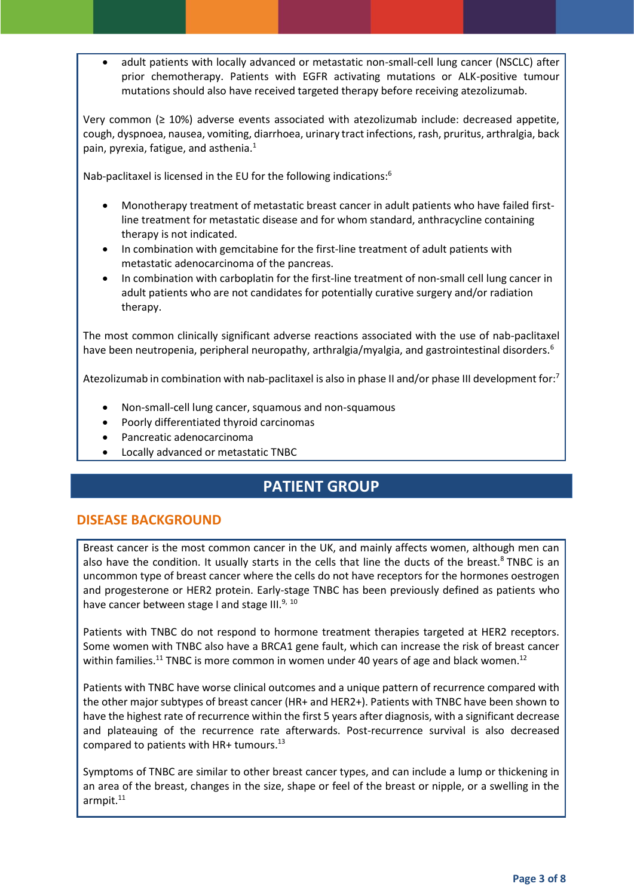- adult patients with locally advanced or metastatic non-small-cell lung cancer (NSCLC) after prior chemotherapy. Patients with EGFR activating mutations or ALK-positive tumour mutations should also have received targeted therapy before receiving atezolizumab.

Very common (≥ 10%) adverse events associated with atezolizumab include: decreased appetite, cough, dyspnoea, nausea, vomiting, diarrhoea, urinary tract infections, rash, pruritus, arthralgia, back pain, pyrexia, fatigue, and asthenia.[1]

Nab-paclitaxel is licensed in the EU for the following indications:[6]

- Monotherapy treatment of metastatic breast cancer in adult patients who have failed first-line treatment for metastatic disease and for whom standard, anthracycline containing therapy is not indicated.
- In combination with gemcitabine for the first-line treatment of adult patients with metastatic adenocarcinoma of the pancreas.
- In combination with carboplatin for the first-line treatment of non-small cell lung cancer in adult patients who are not candidates for potentially curative surgery and/or radiation therapy.

The most common clinically significant adverse reactions associated with the use of nab-paclitaxel have been neutropenia, peripheral neuropathy, arthralgia/myalgia, and gastrointestinal disorders.[6]

Atezolizumab in combination with nab-paclitaxel is also in phase II and/or phase III development for:[7]

- Non-small-cell lung cancer, squamous and non-squamous
- Poorly differentiated thyroid carcinomas
- Pancreatic adenocarcinoma
- Locally advanced or metastatic TNBC

# PATIENT GROUP

## DISEASE BACKGROUND

Breast cancer is the most common cancer in the UK, and mainly affects women, although men can also have the condition. It usually starts in the cells that line the ducts of the breast.[8] TNBC is an uncommon type of breast cancer where the cells do not have receptors for the hormones oestrogen and progesterone or HER2 protein. Early-stage TNBC has been previously defined as patients who have cancer between stage I and stage III.[9, 10]

Patients with TNBC do not respond to hormone treatment therapies targeted at HER2 receptors. Some women with TNBC also have a BRCA1 gene fault, which can increase the risk of breast cancer within families.[11] TNBC is more common in women under 40 years of age and black women.[12]

Patients with TNBC have worse clinical outcomes and a unique pattern of recurrence compared with the other major subtypes of breast cancer (HR+ and HER2+). Patients with TNBC have been shown to have the highest rate of recurrence within the first 5 years after diagnosis, with a significant decrease and plateauing of the recurrence rate afterwards. Post-recurrence survival is also decreased compared to patients with HR+ tumours.[13]

Symptoms of TNBC are similar to other breast cancer types, and can include a lump or thickening in an area of the breast, changes in the size, shape or feel of the breast or nipple, or a swelling in the armpit.[11]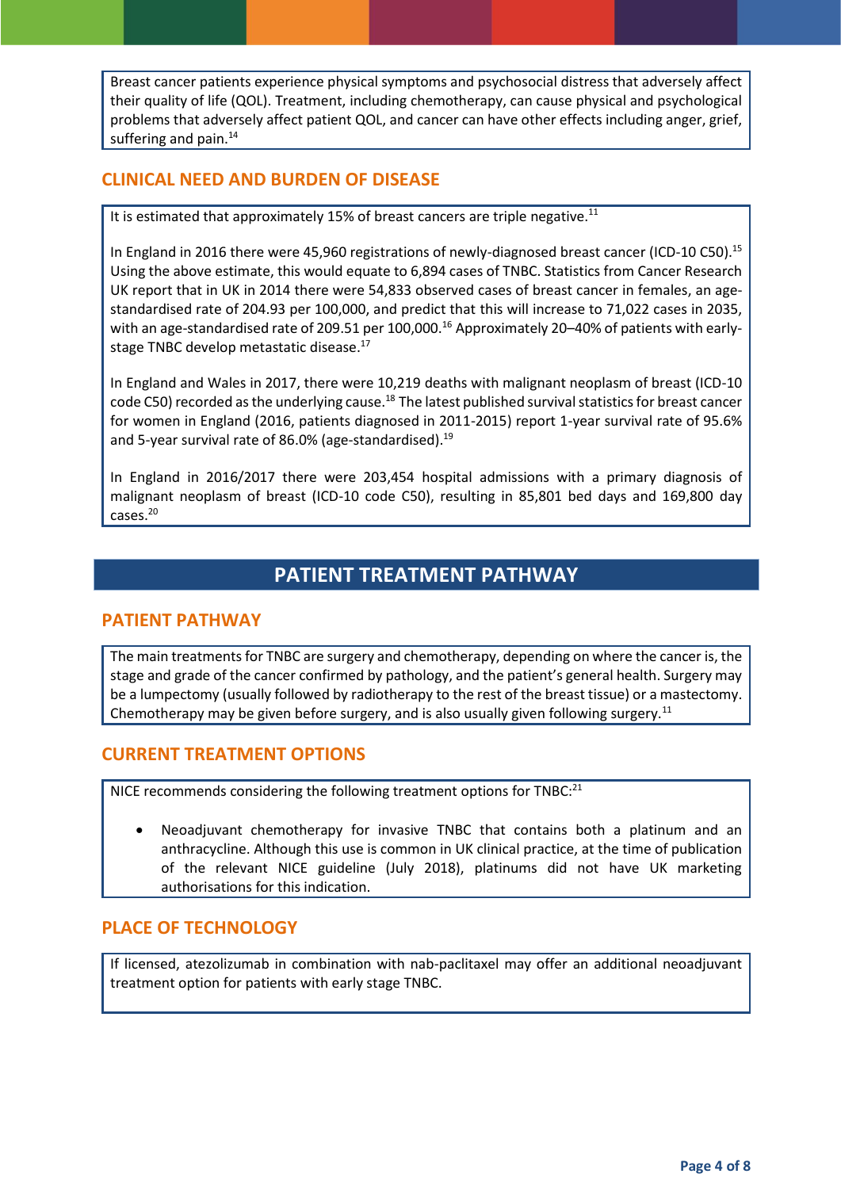Breast cancer patients experience physical symptoms and psychosocial distress that adversely affect their quality of life (QOL). Treatment, including chemotherapy, can cause physical and psychological problems that adversely affect patient QOL, and cancer can have other effects including anger, grief, suffering and pain.[14]

## CLINICAL NEED AND BURDEN OF DISEASE

It is estimated that approximately 15% of breast cancers are triple negative.[11]

In England in 2016 there were 45,960 registrations of newly-diagnosed breast cancer (ICD-10 C50).[15] Using the above estimate, this would equate to 6,894 cases of TNBC. Statistics from Cancer Research UK report that in UK in 2014 there were 54,833 observed cases of breast cancer in females, an age-standardised rate of 204.93 per 100,000, and predict that this will increase to 71,022 cases in 2035, with an age-standardised rate of 209.51 per 100,000.[16] Approximately 20–40% of patients with early-stage TNBC develop metastatic disease.[17]

In England and Wales in 2017, there were 10,219 deaths with malignant neoplasm of breast (ICD-10 code C50) recorded as the underlying cause.[18] The latest published survival statistics for breast cancer for women in England (2016, patients diagnosed in 2011-2015) report 1-year survival rate of 95.6% and 5-year survival rate of 86.0% (age-standardised).[19]

In England in 2016/2017 there were 203,454 hospital admissions with a primary diagnosis of malignant neoplasm of breast (ICD-10 code C50), resulting in 85,801 bed days and 169,800 day cases.[20]

# PATIENT TREATMENT PATHWAY

## PATIENT PATHWAY

The main treatments for TNBC are surgery and chemotherapy, depending on where the cancer is, the stage and grade of the cancer confirmed by pathology, and the patient's general health. Surgery may be a lumpectomy (usually followed by radiotherapy to the rest of the breast tissue) or a mastectomy. Chemotherapy may be given before surgery, and is also usually given following surgery.[11]

## CURRENT TREATMENT OPTIONS

NICE recommends considering the following treatment options for TNBC:[21]

- Neoadjuvant chemotherapy for invasive TNBC that contains both a platinum and an anthracycline. Although this use is common in UK clinical practice, at the time of publication of the relevant NICE guideline (July 2018), platinums did not have UK marketing authorisations for this indication.

## PLACE OF TECHNOLOGY

If licensed, atezolizumab in combination with nab-paclitaxel may offer an additional neoadjuvant treatment option for patients with early stage TNBC.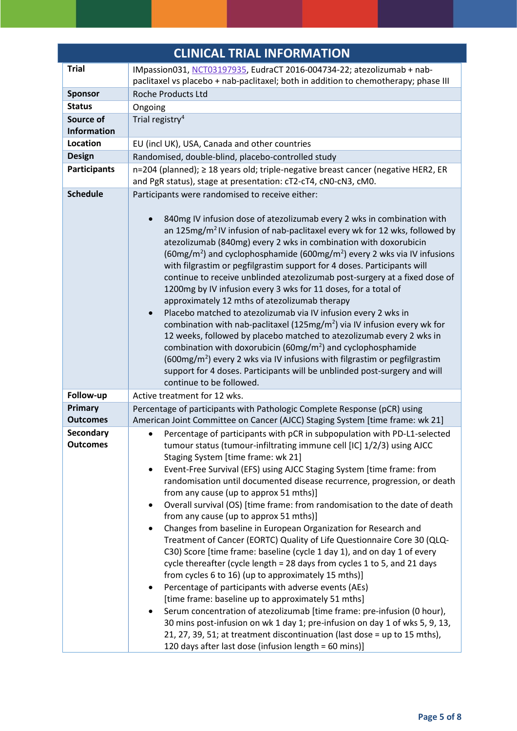| CLINICAL TRIAL INFORMATION | |
|---|---|
| **Trial** | IMpassion031, NCT03197935, EudraCT 2016-004734-22; atezolizumab + nab-paclitaxel vs placebo + nab-paclitaxel; both in addition to chemotherapy; phase III |
| **Sponsor** | Roche Products Ltd |
| **Status** | Ongoing |
| **Source of Information** | Trial registry[4] |
| **Location** | EU (incl UK), USA, Canada and other countries |
| **Design** | Randomised, double-blind, placebo-controlled study |
| **Participants** | n=204 (planned); ≥ 18 years old; triple-negative breast cancer (negative HER2, ER and PgR status), stage at presentation: cT2-cT4, cN0-cN3, cM0. |
| **Schedule** | Participants were randomised to receive either:<br><br>• 840mg IV infusion dose of atezolizumab every 2 wks in combination with an 125mg/m$^2$ IV infusion of nab-paclitaxel every wk for 12 wks, followed by atezolizumab (840mg) every 2 wks in combination with doxorubicin (60mg/m$^2$) and cyclophosphamide (600mg/m$^2$) every 2 wks via IV infusions with filgrastim or pegfilgrastim support for 4 doses. Participants will continue to receive unblinded atezolizumab post-surgery at a fixed dose of 1200mg by IV infusion every 3 wks for 11 doses, for a total of approximately 12 mths of atezolizumab therapy<br>• Placebo matched to atezolizumab via IV infusion every 2 wks in combination with nab-paclitaxel (125mg/m$^2$) via IV infusion every wk for 12 weeks, followed by placebo matched to atezolizumab every 2 wks in combination with doxorubicin (60mg/m$^2$) and cyclophosphamide (600mg/m$^2$) every 2 wks via IV infusions with filgrastim or pegfilgrastim support for 4 doses. Participants will be unblinded post-surgery and will continue to be followed. |
| **Follow-up** | Active treatment for 12 wks. |
| **Primary Outcomes** | Percentage of participants with Pathologic Complete Response (pCR) using American Joint Committee on Cancer (AJCC) Staging System [time frame: wk 21] |
| **Secondary Outcomes** | • Percentage of participants with pCR in subpopulation with PD-L1-selected tumour status (tumour-infiltrating immune cell [IC] 1/2/3) using AJCC Staging System [time frame: wk 21]<br>• Event-Free Survival (EFS) using AJCC Staging System [time frame: from randomisation until documented disease recurrence, progression, or death from any cause (up to approx 51 mths)]<br>• Overall survival (OS) [time frame: from randomisation to the date of death from any cause (up to approx 51 mths)]<br>• Changes from baseline in European Organization for Research and Treatment of Cancer (EORTC) Quality of Life Questionnaire Core 30 (QLQ-C30) Score [time frame: baseline (cycle 1 day 1), and on day 1 of every cycle thereafter (cycle length = 28 days from cycles 1 to 5, and 21 days from cycles 6 to 16) (up to approximately 15 mths)]<br>• Percentage of participants with adverse events (AEs) [time frame: baseline up to approximately 51 mths]<br>• Serum concentration of atezolizumab [time frame: pre-infusion (0 hour), 30 mins post-infusion on wk 1 day 1; pre-infusion on day 1 of wks 5, 9, 13, 21, 27, 39, 51; at treatment discontinuation (last dose = up to 15 mths), 120 days after last dose (infusion length = 60 mins)] |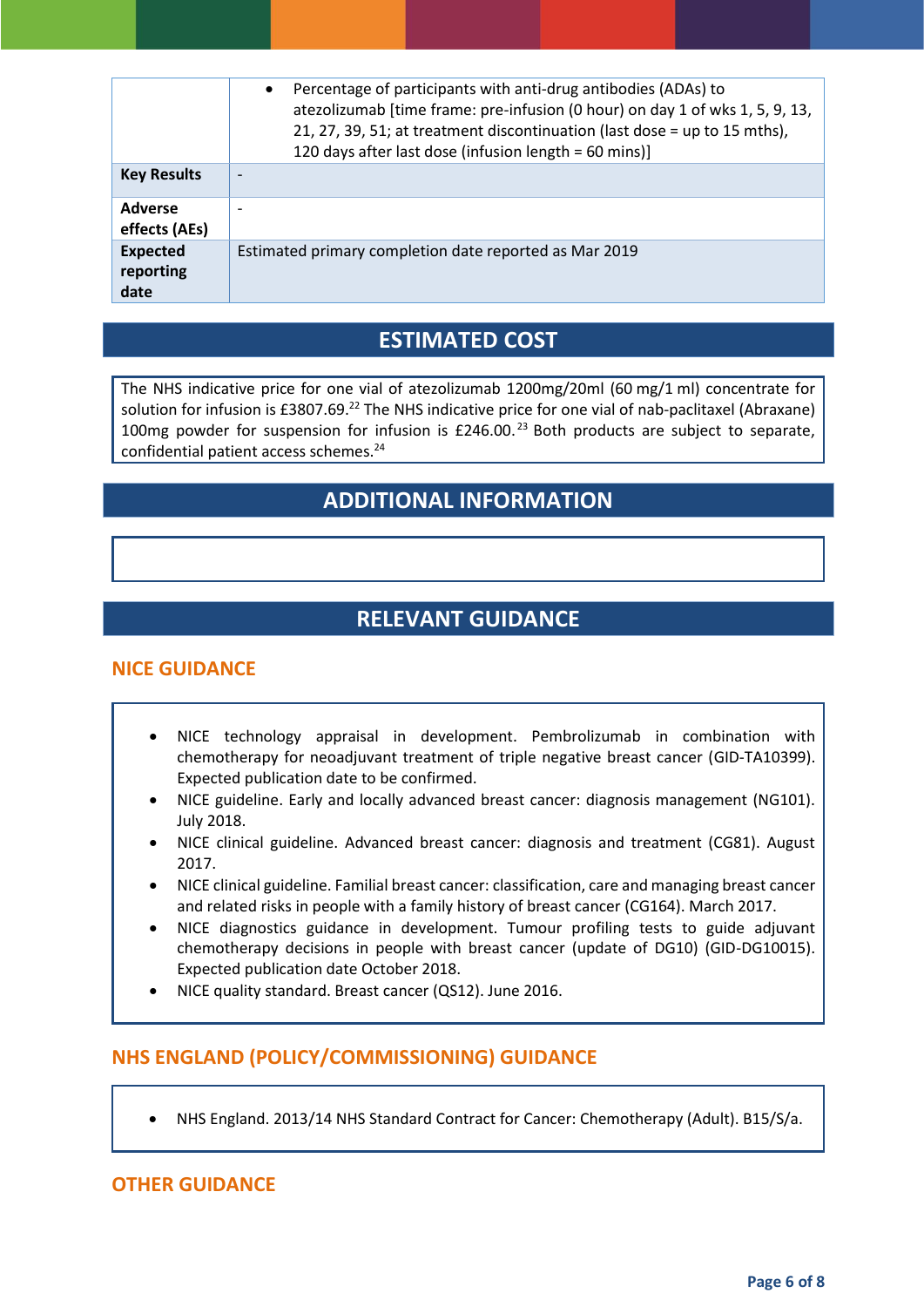| | |
|---|---|
| | • Percentage of participants with anti-drug antibodies (ADAs) to atezolizumab [time frame: pre-infusion (0 hour) on day 1 of wks 1, 5, 9, 13, 21, 27, 39, 51; at treatment discontinuation (last dose = up to 15 mths), 120 days after last dose (infusion length = 60 mins)] |
| **Key Results** | - |
| **Adverse effects (AEs)** | - |
| **Expected reporting date** | Estimated primary completion date reported as Mar 2019 |

## ESTIMATED COST

The NHS indicative price for one vial of atezolizumab 1200mg/20ml (60 mg/1 ml) concentrate for solution for infusion is £3807.69.[22] The NHS indicative price for one vial of nab-paclitaxel (Abraxane) 100mg powder for suspension for infusion is £246.00.[23] Both products are subject to separate, confidential patient access schemes.[24]

## ADDITIONAL INFORMATION

## RELEVANT GUIDANCE

### NICE GUIDANCE

- NICE technology appraisal in development. Pembrolizumab in combination with chemotherapy for neoadjuvant treatment of triple negative breast cancer (GID-TA10399). Expected publication date to be confirmed.
- NICE guideline. Early and locally advanced breast cancer: diagnosis management (NG101). July 2018.
- NICE clinical guideline. Advanced breast cancer: diagnosis and treatment (CG81). August 2017.
- NICE clinical guideline. Familial breast cancer: classification, care and managing breast cancer and related risks in people with a family history of breast cancer (CG164). March 2017.
- NICE diagnostics guidance in development. Tumour profiling tests to guide adjuvant chemotherapy decisions in people with breast cancer (update of DG10) (GID-DG10015). Expected publication date October 2018.
- NICE quality standard. Breast cancer (QS12). June 2016.

### NHS ENGLAND (POLICY/COMMISSIONING) GUIDANCE

- NHS England. 2013/14 NHS Standard Contract for Cancer: Chemotherapy (Adult). B15/S/a.

### OTHER GUIDANCE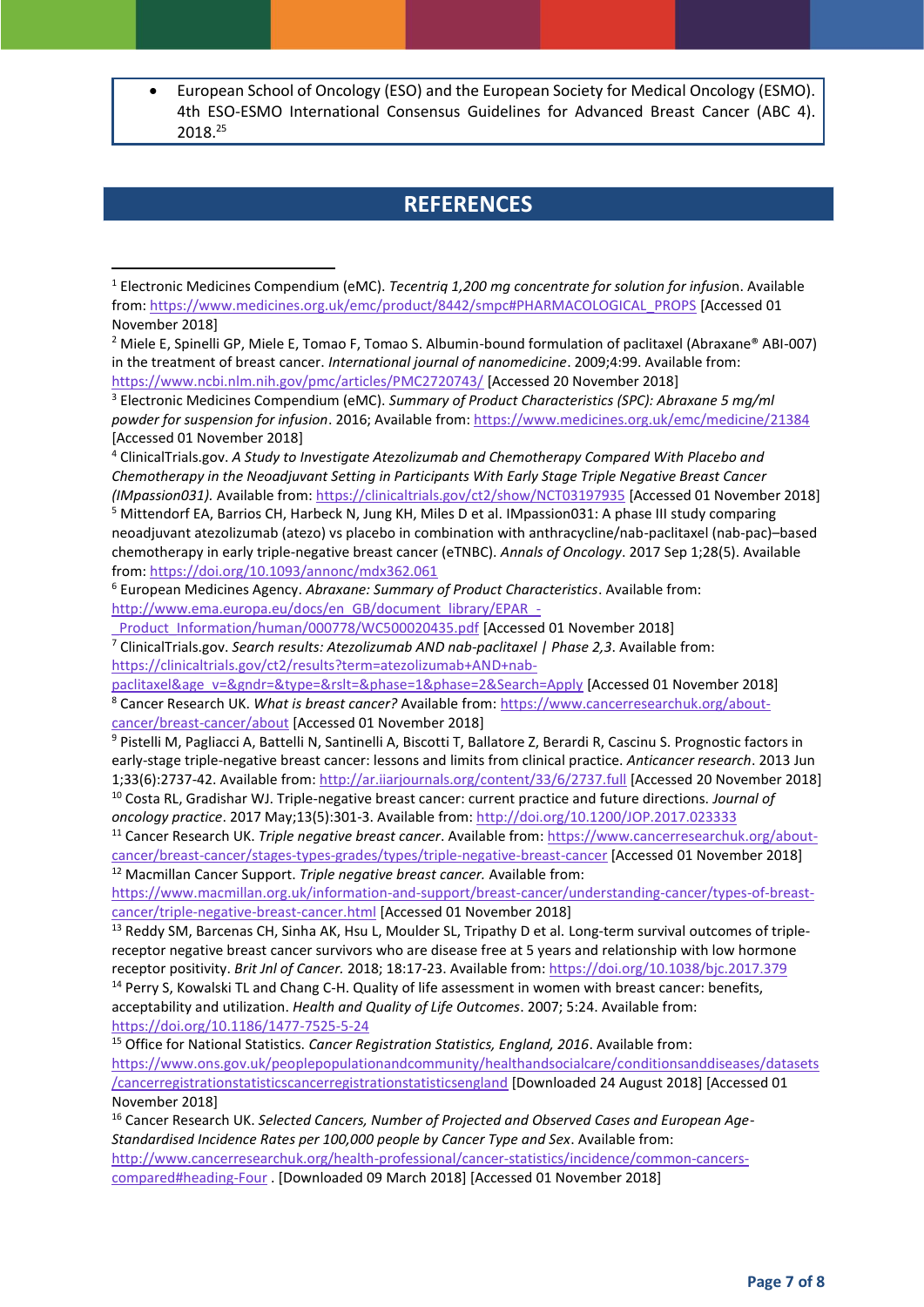- European School of Oncology (ESO) and the European Society for Medical Oncology (ESMO). 4th ESO-ESMO International Consensus Guidelines for Advanced Breast Cancer (ABC 4). 2018.[25]

## REFERENCES

[1] Electronic Medicines Compendium (eMC). *Tecentriq 1,200 mg concentrate for solution for infusion*. Available from: https://www.medicines.org.uk/emc/product/8442/smpc#PHARMACOLOGICAL_PROPS [Accessed 01 November 2018]

[2] Miele E, Spinelli GP, Miele E, Tomao F, Tomao S. Albumin-bound formulation of paclitaxel (Abraxane® ABI-007) in the treatment of breast cancer. *International journal of nanomedicine*. 2009;4:99. Available from: https://www.ncbi.nlm.nih.gov/pmc/articles/PMC2720743/ [Accessed 20 November 2018]

[3] Electronic Medicines Compendium (eMC). *Summary of Product Characteristics (SPC): Abraxane 5 mg/ml powder for suspension for infusion*. 2016; Available from: https://www.medicines.org.uk/emc/medicine/21384 [Accessed 01 November 2018]

[4] ClinicalTrials.gov. *A Study to Investigate Atezolizumab and Chemotherapy Compared With Placebo and Chemotherapy in the Neoadjuvant Setting in Participants With Early Stage Triple Negative Breast Cancer (IMpassion031).* Available from: https://clinicaltrials.gov/ct2/show/NCT03197935 [Accessed 01 November 2018]

[5] Mittendorf EA, Barrios CH, Harbeck N, Jung KH, Miles D et al. IMpassion031: A phase III study comparing neoadjuvant atezolizumab (atezo) vs placebo in combination with anthracycline/nab-paclitaxel (nab-pac)–based chemotherapy in early triple-negative breast cancer (eTNBC). *Annals of Oncology*. 2017 Sep 1;28(5). Available from: https://doi.org/10.1093/annonc/mdx362.061

[6] European Medicines Agency. *Abraxane: Summary of Product Characteristics*. Available from: http://www.ema.europa.eu/docs/en_GB/document_library/EPAR_-_Product_Information/human/000778/WC500020435.pdf [Accessed 01 November 2018]

[7] ClinicalTrials.gov. *Search results: Atezolizumab AND nab-paclitaxel | Phase 2,3*. Available from: https://clinicaltrials.gov/ct2/results?term=atezolizumab+AND+nab-paclitaxel&age_v=&gndr=&type=&rslt=&phase=1&phase=2&Search=Apply [Accessed 01 November 2018]

[8] Cancer Research UK. *What is breast cancer?* Available from: https://www.cancerresearchuk.org/about-cancer/breast-cancer/about [Accessed 01 November 2018]

[9] Pistelli M, Pagliacci A, Battelli N, Santinelli A, Biscotti T, Ballatore Z, Berardi R, Cascinu S. Prognostic factors in early-stage triple-negative breast cancer: lessons and limits from clinical practice. *Anticancer research*. 2013 Jun 1;33(6):2737-42. Available from: http://ar.iiarjournals.org/content/33/6/2737.full [Accessed 20 November 2018]

[10] Costa RL, Gradishar WJ. Triple-negative breast cancer: current practice and future directions. *Journal of oncology practice*. 2017 May;13(5):301-3. Available from: http://doi.org/10.1200/JOP.2017.023333

[11] Cancer Research UK. *Triple negative breast cancer*. Available from: https://www.cancerresearchuk.org/about-cancer/breast-cancer/stages-types-grades/types/triple-negative-breast-cancer [Accessed 01 November 2018]

[12] Macmillan Cancer Support. *Triple negative breast cancer.* Available from: https://www.macmillan.org.uk/information-and-support/breast-cancer/understanding-cancer/types-of-breast-cancer/triple-negative-breast-cancer.html [Accessed 01 November 2018]

[13] Reddy SM, Barcenas CH, Sinha AK, Hsu L, Moulder SL, Tripathy D et al. Long-term survival outcomes of triple-receptor negative breast cancer survivors who are disease free at 5 years and relationship with low hormone receptor positivity. *Brit Jnl of Cancer.* 2018; 18:17-23. Available from: https://doi.org/10.1038/bjc.2017.379

[14] Perry S, Kowalski TL and Chang C-H. Quality of life assessment in women with breast cancer: benefits, acceptability and utilization. *Health and Quality of Life Outcomes*. 2007; 5:24. Available from: https://doi.org/10.1186/1477-7525-5-24

[15] Office for National Statistics. *Cancer Registration Statistics, England, 2016*. Available from: https://www.ons.gov.uk/peoplepopulationandcommunity/healthandsocialcare/conditionsanddiseases/datasets/cancerregistrationstatisticscancerregistrationstatisticsengland [Downloaded 24 August 2018] [Accessed 01 November 2018]

[16] Cancer Research UK. *Selected Cancers, Number of Projected and Observed Cases and European Age-Standardised Incidence Rates per 100,000 people by Cancer Type and Sex*. Available from: http://www.cancerresearchuk.org/health-professional/cancer-statistics/incidence/common-cancers-compared#heading-Four . [Downloaded 09 March 2018] [Accessed 01 November 2018]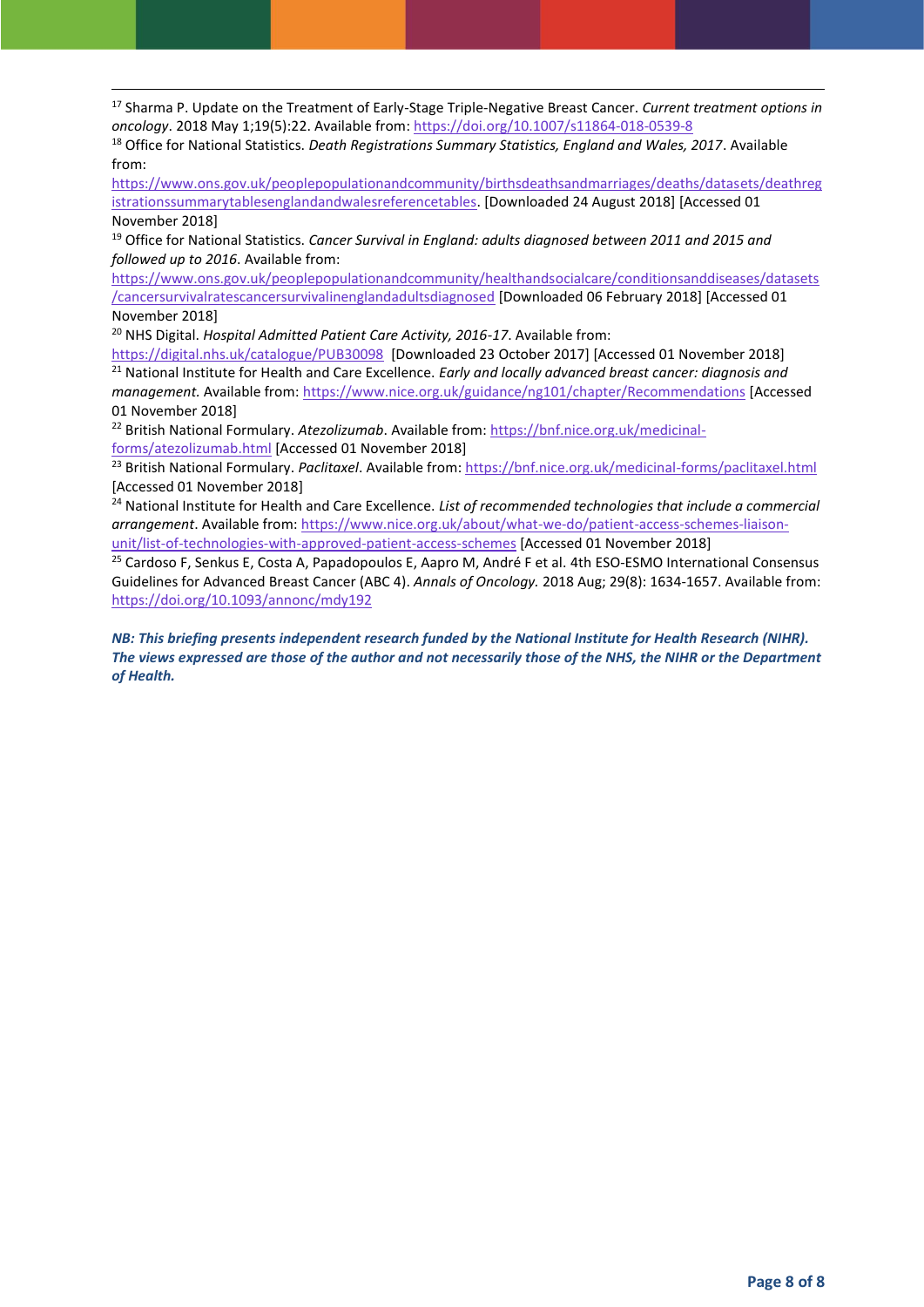[17] Sharma P. Update on the Treatment of Early-Stage Triple-Negative Breast Cancer. *Current treatment options in oncology*. 2018 May 1;19(5):22. Available from: https://doi.org/10.1007/s11864-018-0539-8

[18] Office for National Statistics. *Death Registrations Summary Statistics, England and Wales, 2017*. Available from: https://www.ons.gov.uk/peoplepopulationandcommunity/birthsdeathsandmarriages/deaths/datasets/deathregistrationssummarytablesenglandandwalesreferencetables. [Downloaded 24 August 2018] [Accessed 01 November 2018]

[19] Office for National Statistics. *Cancer Survival in England: adults diagnosed between 2011 and 2015 and followed up to 2016*. Available from: https://www.ons.gov.uk/peoplepopulationandcommunity/healthandsocialcare/conditionsanddiseases/datasets/cancersurvivalratescancersurvivalinenglandadultsdiagnosed [Downloaded 06 February 2018] [Accessed 01 November 2018]

[20] NHS Digital. *Hospital Admitted Patient Care Activity, 2016-17*. Available from: https://digital.nhs.uk/catalogue/PUB30098 [Downloaded 23 October 2017] [Accessed 01 November 2018]

[21] National Institute for Health and Care Excellence. *Early and locally advanced breast cancer: diagnosis and management.* Available from: https://www.nice.org.uk/guidance/ng101/chapter/Recommendations [Accessed 01 November 2018]

[22] British National Formulary. *Atezolizumab*. Available from: https://bnf.nice.org.uk/medicinal-forms/atezolizumab.html [Accessed 01 November 2018]

[23] British National Formulary. *Paclitaxel*. Available from: https://bnf.nice.org.uk/medicinal-forms/paclitaxel.html [Accessed 01 November 2018]

[24] National Institute for Health and Care Excellence. *List of recommended technologies that include a commercial arrangement*. Available from: https://www.nice.org.uk/about/what-we-do/patient-access-schemes-liaison-unit/list-of-technologies-with-approved-patient-access-schemes [Accessed 01 November 2018]

[25] Cardoso F, Senkus E, Costa A, Papadopoulos E, Aapro M, André F et al. 4th ESO-ESMO International Consensus Guidelines for Advanced Breast Cancer (ABC 4). *Annals of Oncology.* 2018 Aug; 29(8): 1634-1657. Available from: https://doi.org/10.1093/annonc/mdy192

***NB: This briefing presents independent research funded by the National Institute for Health Research (NIHR). The views expressed are those of the author and not necessarily those of the NHS, the NIHR or the Department of Health.***